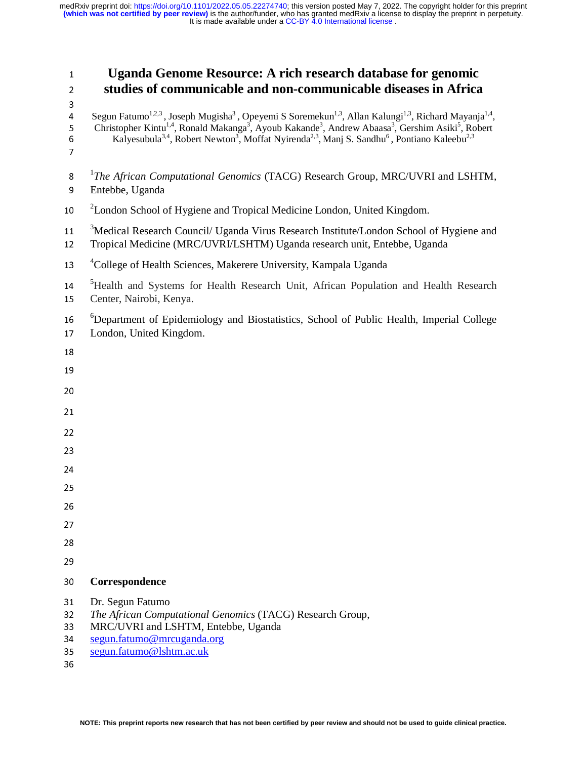# Uganda Genome Resource: A rich research database for genomic studies of communicable and non-communicable diseases in Africa

Segun Fatumo[1,2,3], Joseph Mugisha[3], Opeyemi S Soremekun[1,3], Allan Kalungi[1,3], Richard Mayanja[1,4], Christopher Kintu[1,4], Ronald Makanga[3], Ayoub Kakande[3], Andrew Abaasa[3], Gershim Asiki[5], Robert Kalyesubula[3,4], Robert Newton[3], Moffat Nyirenda[2,3], Manj S. Sandhu[6], Pontiano Kaleebu[2,3]

[1]*The African Computational Genomics* (TACG) Research Group, MRC/UVRI and LSHTM, Entebbe, Uganda

[2]London School of Hygiene and Tropical Medicine London, United Kingdom.

[3]Medical Research Council/ Uganda Virus Research Institute/London School of Hygiene and Tropical Medicine (MRC/UVRI/LSHTM) Uganda research unit, Entebbe, Uganda

[4]College of Health Sciences, Makerere University, Kampala Uganda

[5]Health and Systems for Health Research Unit, African Population and Health Research Center, Nairobi, Kenya.

[6]Department of Epidemiology and Biostatistics, School of Public Health, Imperial College London, United Kingdom.

**Correspondence**

Dr. Segun Fatumo
*The African Computational Genomics* (TACG) Research Group,
MRC/UVRI and LSHTM, Entebbe, Uganda
segun.fatumo@mrcuganda.org
segun.fatumo@lshtm.ac.uk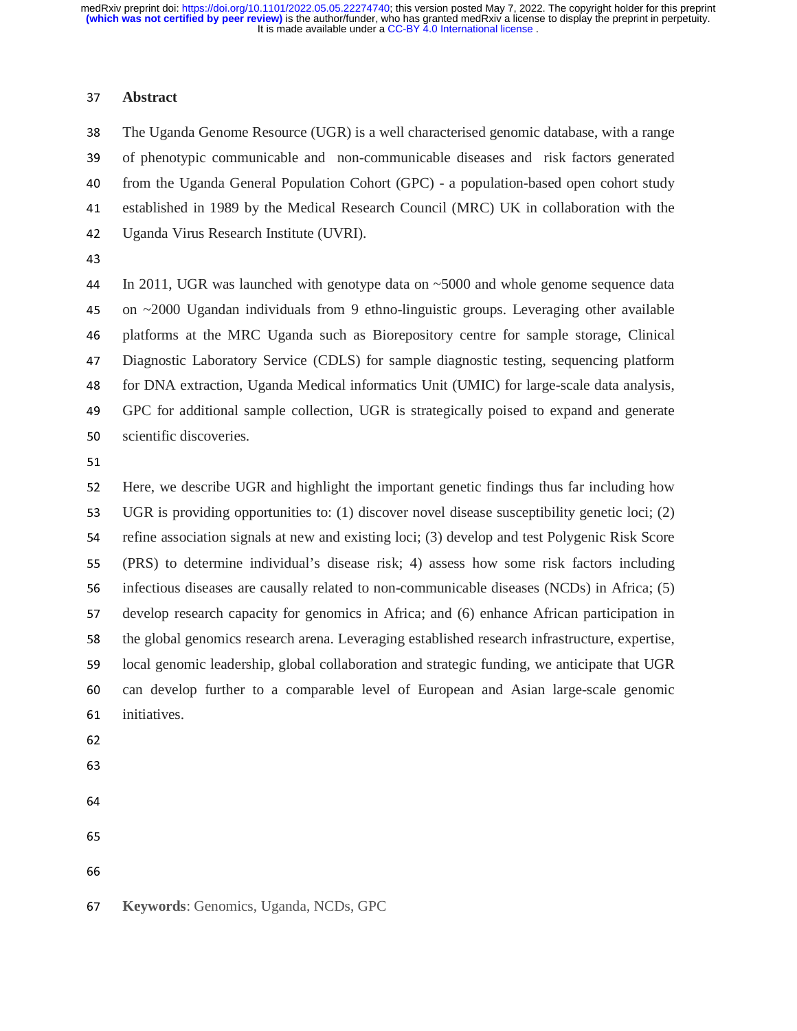## Abstract

The Uganda Genome Resource (UGR) is a well characterised genomic database, with a range of phenotypic communicable and non-communicable diseases and risk factors generated from the Uganda General Population Cohort (GPC) - a population-based open cohort study established in 1989 by the Medical Research Council (MRC) UK in collaboration with the Uganda Virus Research Institute (UVRI).

In 2011, UGR was launched with genotype data on ~5000 and whole genome sequence data on ~2000 Ugandan individuals from 9 ethno-linguistic groups. Leveraging other available platforms at the MRC Uganda such as Biorepository centre for sample storage, Clinical Diagnostic Laboratory Service (CDLS) for sample diagnostic testing, sequencing platform for DNA extraction, Uganda Medical informatics Unit (UMIC) for large-scale data analysis, GPC for additional sample collection, UGR is strategically poised to expand and generate scientific discoveries.

Here, we describe UGR and highlight the important genetic findings thus far including how UGR is providing opportunities to: (1) discover novel disease susceptibility genetic loci; (2) refine association signals at new and existing loci; (3) develop and test Polygenic Risk Score (PRS) to determine individual's disease risk; 4) assess how some risk factors including infectious diseases are causally related to non-communicable diseases (NCDs) in Africa; (5) develop research capacity for genomics in Africa; and (6) enhance African participation in the global genomics research arena. Leveraging established research infrastructure, expertise, local genomic leadership, global collaboration and strategic funding, we anticipate that UGR can develop further to a comparable level of European and Asian large-scale genomic initiatives.

**Keywords**: Genomics, Uganda, NCDs, GPC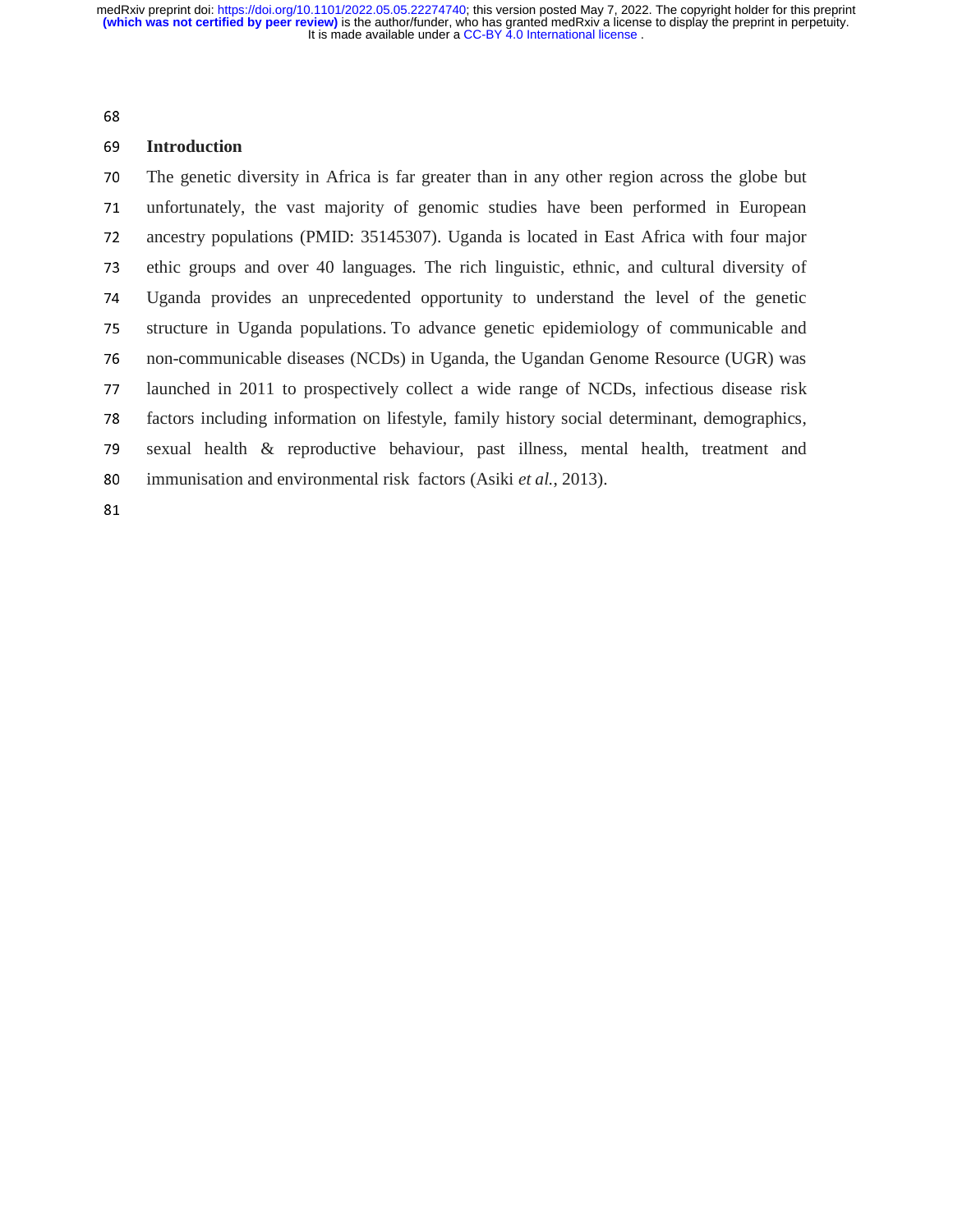## Introduction

The genetic diversity in Africa is far greater than in any other region across the globe but unfortunately, the vast majority of genomic studies have been performed in European ancestry populations (PMID: 35145307). Uganda is located in East Africa with four major ethic groups and over 40 languages. The rich linguistic, ethnic, and cultural diversity of Uganda provides an unprecedented opportunity to understand the level of the genetic structure in Uganda populations. To advance genetic epidemiology of communicable and non-communicable diseases (NCDs) in Uganda, the Ugandan Genome Resource (UGR) was launched in 2011 to prospectively collect a wide range of NCDs, infectious disease risk factors including information on lifestyle, family history social determinant, demographics, sexual health & reproductive behaviour, past illness, mental health, treatment and immunisation and environmental risk factors (Asiki *et al.*, 2013).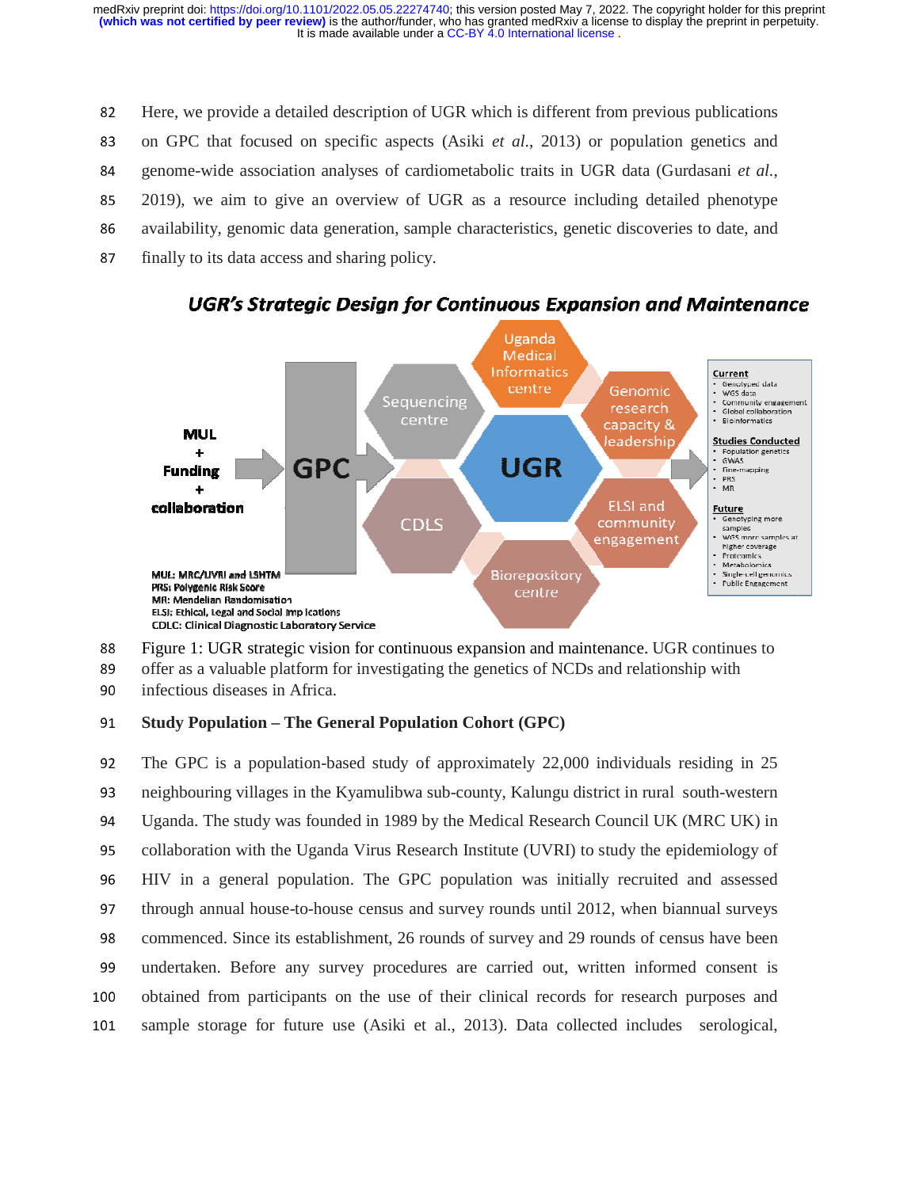Here, we provide a detailed description of UGR which is different from previous publications on GPC that focused on specific aspects (Asiki *et al*., 2013) or population genetics and genome-wide association analyses of cardiometabolic traits in UGR data (Gurdasani *et al*., 2019), we aim to give an overview of UGR as a resource including detailed phenotype availability, genomic data generation, sample characteristics, genetic discoveries to date, and finally to its data access and sharing policy.

**UGR's Strategic Design for Continuous Expansion and Maintenance**

MUL + Funding + collaboration → GPC → Sequencing centre, Uganda Medical Informatics centre, Genomic research capacity & leadership, CDLS, UGR, ELSI and community engagement, Biorepository centre →

**Current**
- Genotyped data
- WGS data
- Community engagement
- Global collaboration
- Bioinformatics

**Studies Conducted**
- Population genetics
- GWAS
- Fine-mapping
- PRS
- MR

**Future**
- Genotyping more samples
- WGS more samples at higher coverage
- Proteomics
- Metabolomics
- Single-cell genomics
- Public Engagement

MUL: MRC/UVRI and LSHTM
PRS: Polygenic Risk Score
MR: Mendelian Randomisation
ELSI: Ethical, Legal and Social Implications
CDLC: Clinical Diagnostic Laboratory Service

Figure 1: UGR strategic vision for continuous expansion and maintenance. UGR continues to offer as a valuable platform for investigating the genetics of NCDs and relationship with infectious diseases in Africa.

## Study Population – The General Population Cohort (GPC)

The GPC is a population-based study of approximately 22,000 individuals residing in 25 neighbouring villages in the Kyamulibwa sub-county, Kalungu district in rural south-western Uganda. The study was founded in 1989 by the Medical Research Council UK (MRC UK) in collaboration with the Uganda Virus Research Institute (UVRI) to study the epidemiology of HIV in a general population. The GPC population was initially recruited and assessed through annual house-to-house census and survey rounds until 2012, when biannual surveys commenced. Since its establishment, 26 rounds of survey and 29 rounds of census have been undertaken. Before any survey procedures are carried out, written informed consent is obtained from participants on the use of their clinical records for research purposes and sample storage for future use (Asiki et al., 2013). Data collected includes serological,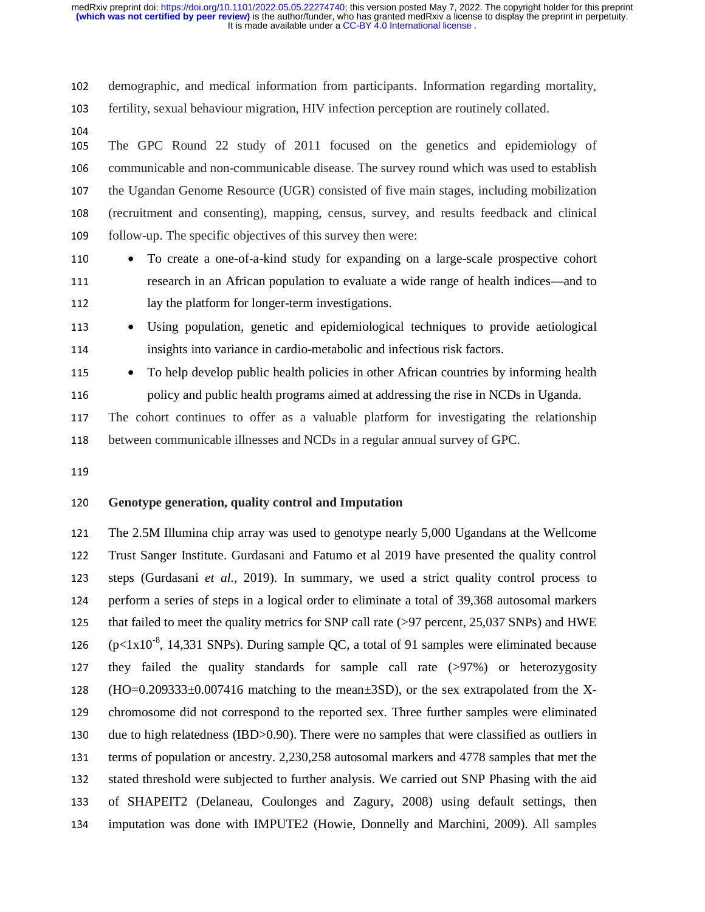demographic, and medical information from participants. Information regarding mortality, fertility, sexual behaviour migration, HIV infection perception are routinely collated.

The GPC Round 22 study of 2011 focused on the genetics and epidemiology of communicable and non-communicable disease. The survey round which was used to establish the Ugandan Genome Resource (UGR) consisted of five main stages, including mobilization (recruitment and consenting), mapping, census, survey, and results feedback and clinical follow-up. The specific objectives of this survey then were:

- To create a one-of-a-kind study for expanding on a large-scale prospective cohort research in an African population to evaluate a wide range of health indices—and to lay the platform for longer-term investigations.
- Using population, genetic and epidemiological techniques to provide aetiological insights into variance in cardio-metabolic and infectious risk factors.
- To help develop public health policies in other African countries by informing health policy and public health programs aimed at addressing the rise in NCDs in Uganda.

The cohort continues to offer as a valuable platform for investigating the relationship between communicable illnesses and NCDs in a regular annual survey of GPC.

## Genotype generation, quality control and Imputation

The 2.5M Illumina chip array was used to genotype nearly 5,000 Ugandans at the Wellcome Trust Sanger Institute. Gurdasani and Fatumo et al 2019 have presented the quality control steps (Gurdasani *et al.*, 2019). In summary, we used a strict quality control process to perform a series of steps in a logical order to eliminate a total of 39,368 autosomal markers that failed to meet the quality metrics for SNP call rate (>97 percent, 25,037 SNPs) and HWE ($p<1x10^{-8}$, 14,331 SNPs). During sample QC, a total of 91 samples were eliminated because they failed the quality standards for sample call rate (>97%) or heterozygosity (HO=0.209333±0.007416 matching to the mean±3SD), or the sex extrapolated from the X-chromosome did not correspond to the reported sex. Three further samples were eliminated due to high relatedness (IBD>0.90). There were no samples that were classified as outliers in terms of population or ancestry. 2,230,258 autosomal markers and 4778 samples that met the stated threshold were subjected to further analysis. We carried out SNP Phasing with the aid of SHAPEIT2 (Delaneau, Coulonges and Zagury, 2008) using default settings, then imputation was done with IMPUTE2 (Howie, Donnelly and Marchini, 2009). All samples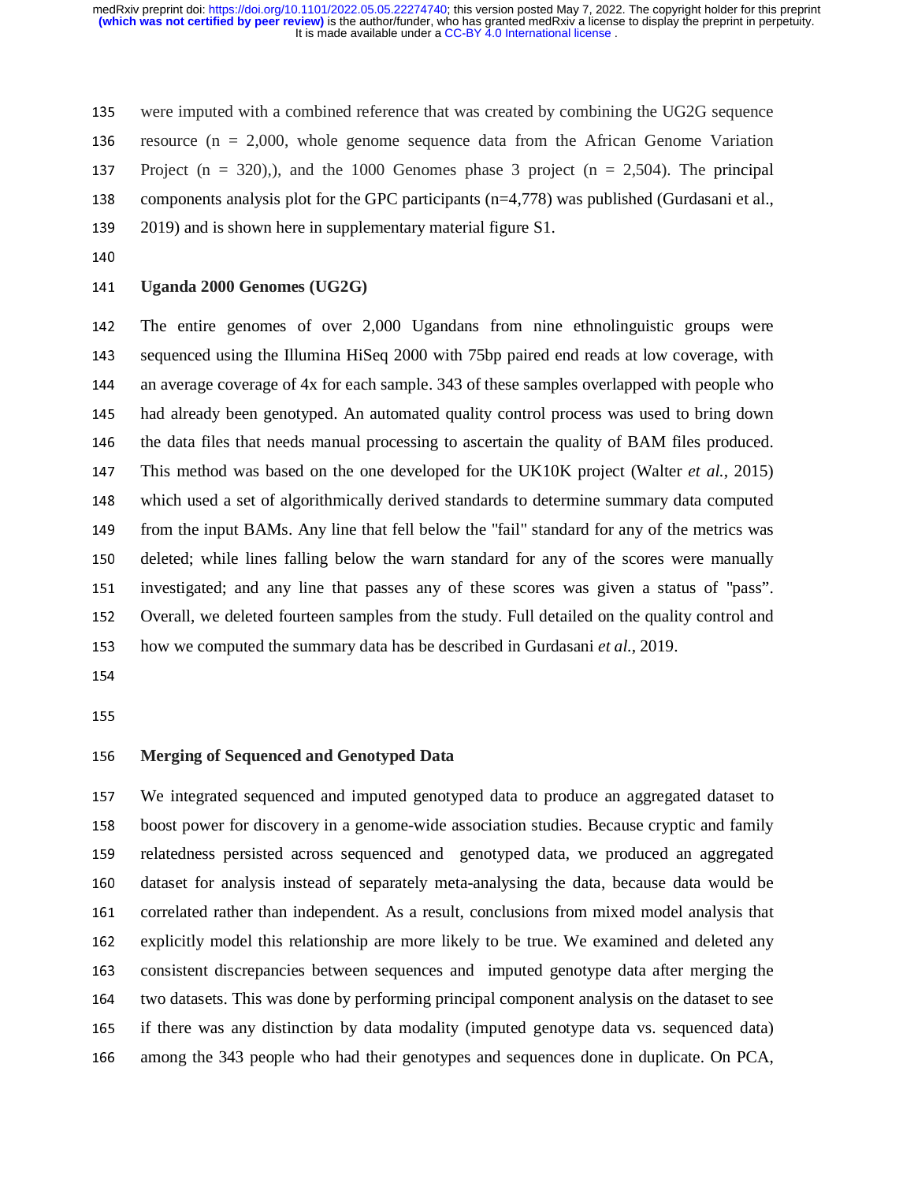were imputed with a combined reference that was created by combining the UG2G sequence resource (n = 2,000, whole genome sequence data from the African Genome Variation Project (n = 320),), and the 1000 Genomes phase 3 project (n = 2,504). The principal components analysis plot for the GPC participants (n=4,778) was published (Gurdasani et al., 2019) and is shown here in supplementary material figure S1.

### Uganda 2000 Genomes (UG2G)

The entire genomes of over 2,000 Ugandans from nine ethnolinguistic groups were sequenced using the Illumina HiSeq 2000 with 75bp paired end reads at low coverage, with an average coverage of 4x for each sample. 343 of these samples overlapped with people who had already been genotyped. An automated quality control process was used to bring down the data files that needs manual processing to ascertain the quality of BAM files produced. This method was based on the one developed for the UK10K project (Walter *et al.*, 2015) which used a set of algorithmically derived standards to determine summary data computed from the input BAMs. Any line that fell below the "fail" standard for any of the metrics was deleted; while lines falling below the warn standard for any of the scores were manually investigated; and any line that passes any of these scores was given a status of "pass". Overall, we deleted fourteen samples from the study. Full detailed on the quality control and how we computed the summary data has be described in Gurdasani *et al.*, 2019.

### Merging of Sequenced and Genotyped Data

We integrated sequenced and imputed genotyped data to produce an aggregated dataset to boost power for discovery in a genome-wide association studies. Because cryptic and family relatedness persisted across sequenced and genotyped data, we produced an aggregated dataset for analysis instead of separately meta-analysing the data, because data would be correlated rather than independent. As a result, conclusions from mixed model analysis that explicitly model this relationship are more likely to be true. We examined and deleted any consistent discrepancies between sequences and imputed genotype data after merging the two datasets. This was done by performing principal component analysis on the dataset to see if there was any distinction by data modality (imputed genotype data vs. sequenced data) among the 343 people who had their genotypes and sequences done in duplicate. On PCA,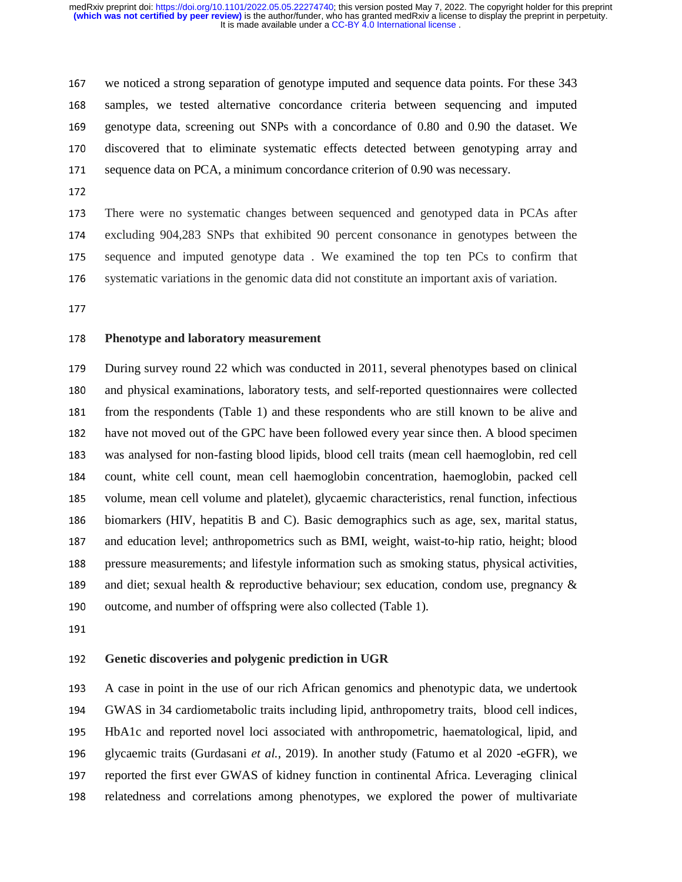we noticed a strong separation of genotype imputed and sequence data points. For these 343 samples, we tested alternative concordance criteria between sequencing and imputed genotype data, screening out SNPs with a concordance of 0.80 and 0.90 the dataset. We discovered that to eliminate systematic effects detected between genotyping array and sequence data on PCA, a minimum concordance criterion of 0.90 was necessary.

There were no systematic changes between sequenced and genotyped data in PCAs after excluding 904,283 SNPs that exhibited 90 percent consonance in genotypes between the sequence and imputed genotype data . We examined the top ten PCs to confirm that systematic variations in the genomic data did not constitute an important axis of variation.

## Phenotype and laboratory measurement

During survey round 22 which was conducted in 2011, several phenotypes based on clinical and physical examinations, laboratory tests, and self-reported questionnaires were collected from the respondents (Table 1) and these respondents who are still known to be alive and have not moved out of the GPC have been followed every year since then. A blood specimen was analysed for non-fasting blood lipids, blood cell traits (mean cell haemoglobin, red cell count, white cell count, mean cell haemoglobin concentration, haemoglobin, packed cell volume, mean cell volume and platelet), glycaemic characteristics, renal function, infectious biomarkers (HIV, hepatitis B and C). Basic demographics such as age, sex, marital status, and education level; anthropometrics such as BMI, weight, waist-to-hip ratio, height; blood pressure measurements; and lifestyle information such as smoking status, physical activities, and diet; sexual health & reproductive behaviour; sex education, condom use, pregnancy & outcome, and number of offspring were also collected (Table 1).

## Genetic discoveries and polygenic prediction in UGR

A case in point in the use of our rich African genomics and phenotypic data, we undertook GWAS in 34 cardiometabolic traits including lipid, anthropometry traits, blood cell indices, HbA1c and reported novel loci associated with anthropometric, haematological, lipid, and glycaemic traits (Gurdasani *et al.*, 2019). In another study (Fatumo et al 2020 -eGFR), we reported the first ever GWAS of kidney function in continental Africa. Leveraging clinical relatedness and correlations among phenotypes, we explored the power of multivariate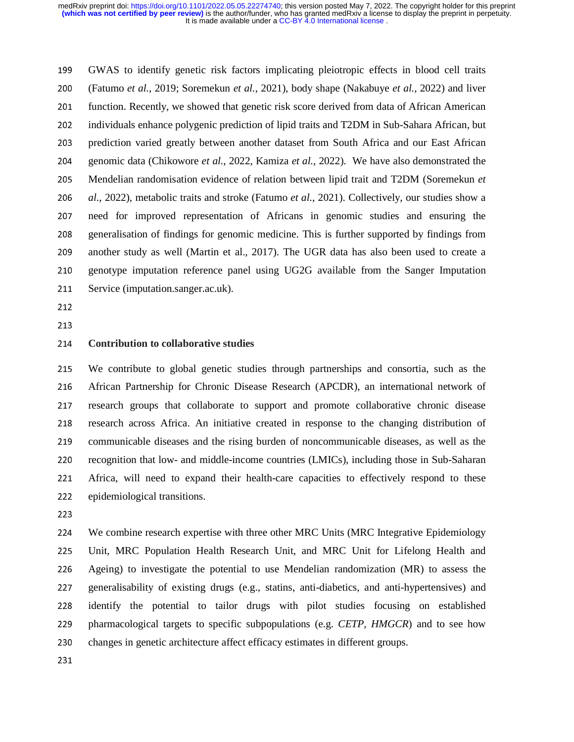GWAS to identify genetic risk factors implicating pleiotropic effects in blood cell traits (Fatumo *et al.*, 2019; Soremekun *et al.*, 2021), body shape (Nakabuye *et al.*, 2022) and liver function. Recently, we showed that genetic risk score derived from data of African American individuals enhance polygenic prediction of lipid traits and T2DM in Sub-Sahara African, but prediction varied greatly between another dataset from South Africa and our East African genomic data (Chikowore *et al.*, 2022, Kamiza *et al.*, 2022). We have also demonstrated the Mendelian randomisation evidence of relation between lipid trait and T2DM (Soremekun *et al.*, 2022), metabolic traits and stroke (Fatumo *et al.*, 2021). Collectively, our studies show a need for improved representation of Africans in genomic studies and ensuring the generalisation of findings for genomic medicine. This is further supported by findings from another study as well (Martin et al., 2017). The UGR data has also been used to create a genotype imputation reference panel using UG2G available from the Sanger Imputation Service (imputation.sanger.ac.uk).

## Contribution to collaborative studies

We contribute to global genetic studies through partnerships and consortia, such as the African Partnership for Chronic Disease Research (APCDR), an international network of research groups that collaborate to support and promote collaborative chronic disease research across Africa. An initiative created in response to the changing distribution of communicable diseases and the rising burden of noncommunicable diseases, as well as the recognition that low- and middle-income countries (LMICs), including those in Sub-Saharan Africa, will need to expand their health-care capacities to effectively respond to these epidemiological transitions.

We combine research expertise with three other MRC Units (MRC Integrative Epidemiology Unit, MRC Population Health Research Unit, and MRC Unit for Lifelong Health and Ageing) to investigate the potential to use Mendelian randomization (MR) to assess the generalisability of existing drugs (e.g., statins, anti-diabetics, and anti-hypertensives) and identify the potential to tailor drugs with pilot studies focusing on established pharmacological targets to specific subpopulations (e.g. *CETP*, *HMGCR*) and to see how changes in genetic architecture affect efficacy estimates in different groups.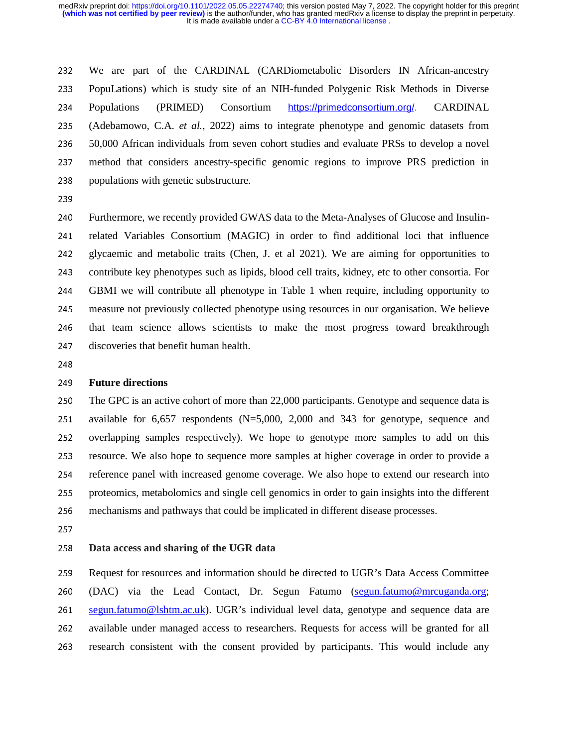We are part of the CARDINAL (CARDiometabolic Disorders IN African-ancestry PopuLations) which is study site of an NIH-funded Polygenic Risk Methods in Diverse Populations (PRIMED) Consortium https://primedconsortium.org/. CARDINAL (Adebamowo, C.A. *et al.,* 2022) aims to integrate phenotype and genomic datasets from 50,000 African individuals from seven cohort studies and evaluate PRSs to develop a novel method that considers ancestry-specific genomic regions to improve PRS prediction in populations with genetic substructure.

Furthermore, we recently provided GWAS data to the Meta-Analyses of Glucose and Insulin-related Variables Consortium (MAGIC) in order to find additional loci that influence glycaemic and metabolic traits (Chen, J. et al 2021). We are aiming for opportunities to contribute key phenotypes such as lipids, blood cell traits, kidney, etc to other consortia. For GBMI we will contribute all phenotype in Table 1 when require, including opportunity to measure not previously collected phenotype using resources in our organisation. We believe that team science allows scientists to make the most progress toward breakthrough discoveries that benefit human health.

## Future directions

The GPC is an active cohort of more than 22,000 participants. Genotype and sequence data is available for 6,657 respondents (N=5,000, 2,000 and 343 for genotype, sequence and overlapping samples respectively). We hope to genotype more samples to add on this resource. We also hope to sequence more samples at higher coverage in order to provide a reference panel with increased genome coverage. We also hope to extend our research into proteomics, metabolomics and single cell genomics in order to gain insights into the different mechanisms and pathways that could be implicated in different disease processes.

## Data access and sharing of the UGR data

Request for resources and information should be directed to UGR's Data Access Committee (DAC) via the Lead Contact, Dr. Segun Fatumo (segun.fatumo@mrcuganda.org; segun.fatumo@lshtm.ac.uk). UGR's individual level data, genotype and sequence data are available under managed access to researchers. Requests for access will be granted for all research consistent with the consent provided by participants. This would include any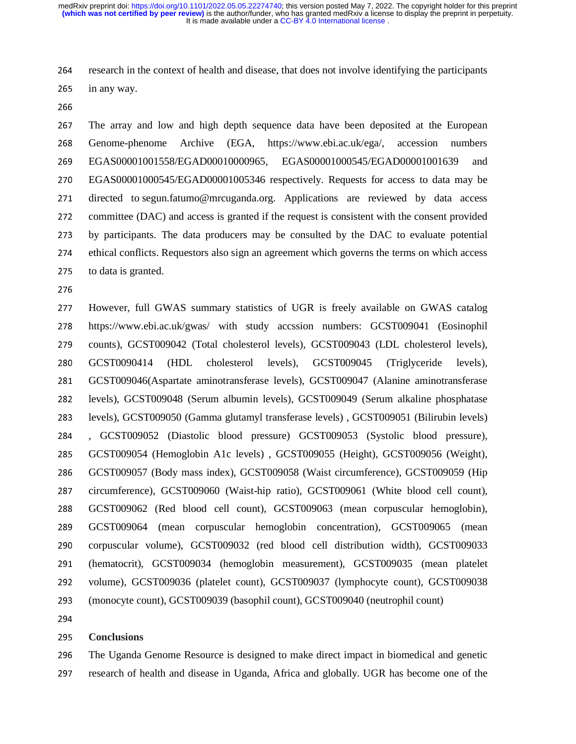research in the context of health and disease, that does not involve identifying the participants in any way.

The array and low and high depth sequence data have been deposited at the European Genome-phenome Archive (EGA, https://www.ebi.ac.uk/ega/, accession numbers EGAS00001001558/EGAD00010000965, EGAS00001000545/EGAD00001001639 and EGAS00001000545/EGAD00001005346 respectively. Requests for access to data may be directed to segun.fatumo@mrcuganda.org. Applications are reviewed by data access committee (DAC) and access is granted if the request is consistent with the consent provided by participants. The data producers may be consulted by the DAC to evaluate potential ethical conflicts. Requestors also sign an agreement which governs the terms on which access to data is granted.

However, full GWAS summary statistics of UGR is freely available on GWAS catalog https://www.ebi.ac.uk/gwas/ with study accssion numbers: GCST009041 (Eosinophil counts), GCST009042 (Total cholesterol levels), GCST009043 (LDL cholesterol levels), GCST0090414 (HDL cholesterol levels), GCST009045 (Triglyceride levels), GCST009046(Aspartate aminotransferase levels), GCST009047 (Alanine aminotransferase levels), GCST009048 (Serum albumin levels), GCST009049 (Serum alkaline phosphatase levels), GCST009050 (Gamma glutamyl transferase levels) , GCST009051 (Bilirubin levels) , GCST009052 (Diastolic blood pressure) GCST009053 (Systolic blood pressure), GCST009054 (Hemoglobin A1c levels) , GCST009055 (Height), GCST009056 (Weight), GCST009057 (Body mass index), GCST009058 (Waist circumference), GCST009059 (Hip circumference), GCST009060 (Waist-hip ratio), GCST009061 (White blood cell count), GCST009062 (Red blood cell count), GCST009063 (mean corpuscular hemoglobin), GCST009064 (mean corpuscular hemoglobin concentration), GCST009065 (mean corpuscular volume), GCST009032 (red blood cell distribution width), GCST009033 (hematocrit), GCST009034 (hemoglobin measurement), GCST009035 (mean platelet volume), GCST009036 (platelet count), GCST009037 (lymphocyte count), GCST009038 (monocyte count), GCST009039 (basophil count), GCST009040 (neutrophil count)

## Conclusions

The Uganda Genome Resource is designed to make direct impact in biomedical and genetic research of health and disease in Uganda, Africa and globally. UGR has become one of the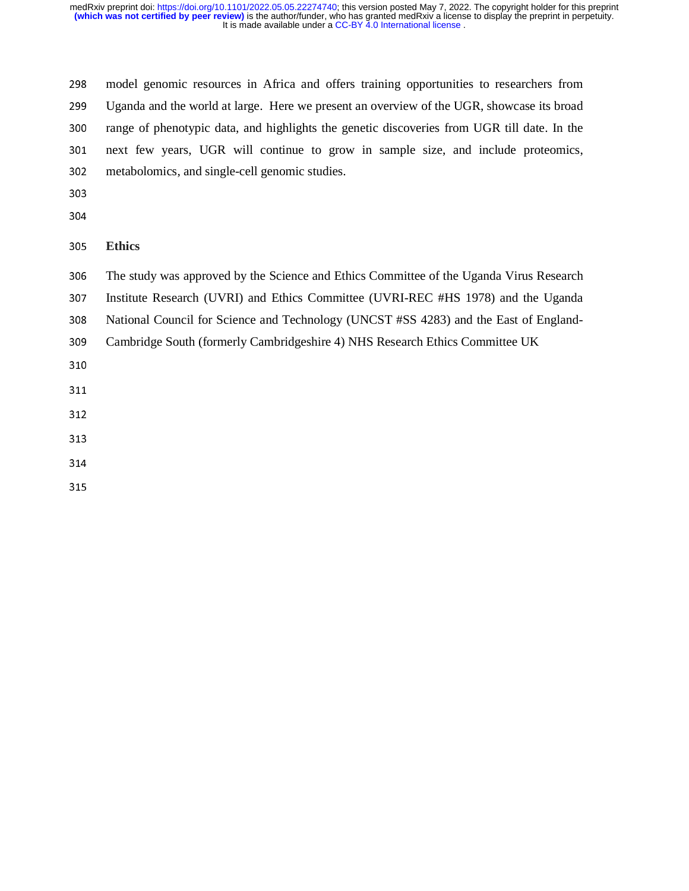model genomic resources in Africa and offers training opportunities to researchers from Uganda and the world at large. Here we present an overview of the UGR, showcase its broad range of phenotypic data, and highlights the genetic discoveries from UGR till date. In the next few years, UGR will continue to grow in sample size, and include proteomics, metabolomics, and single-cell genomic studies.

## Ethics

The study was approved by the Science and Ethics Committee of the Uganda Virus Research Institute Research (UVRI) and Ethics Committee (UVRI-REC #HS 1978) and the Uganda National Council for Science and Technology (UNCST #SS 4283) and the East of England-Cambridge South (formerly Cambridgeshire 4) NHS Research Ethics Committee UK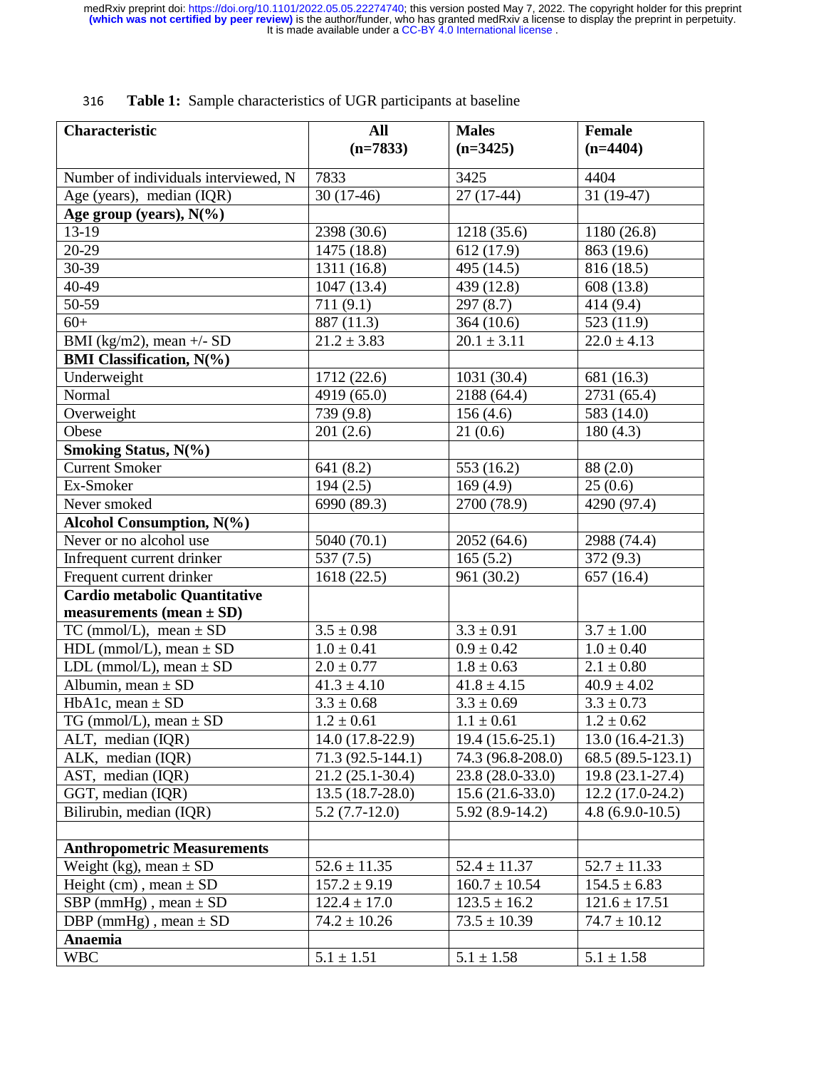316 **Table 1:** Sample characteristics of UGR participants at baseline

| Characteristic | All (n=7833) | Males (n=3425) | Female (n=4404) |
|---|---|---|---|
| Number of individuals interviewed, N | 7833 | 3425 | 4404 |
| Age (years), median (IQR) | 30 (17-46) | 27 (17-44) | 31 (19-47) |
| **Age group (years), N(%)** | | | |
| 13-19 | 2398 (30.6) | 1218 (35.6) | 1180 (26.8) |
| 20-29 | 1475 (18.8) | 612 (17.9) | 863 (19.6) |
| 30-39 | 1311 (16.8) | 495 (14.5) | 816 (18.5) |
| 40-49 | 1047 (13.4) | 439 (12.8) | 608 (13.8) |
| 50-59 | 711 (9.1) | 297 (8.7) | 414 (9.4) |
| 60+ | 887 (11.3) | 364 (10.6) | 523 (11.9) |
| BMI (kg/m2), mean +/- SD | 21.2 ± 3.83 | 20.1 ± 3.11 | 22.0 ± 4.13 |
| **BMI Classification, N(%)** | | | |
| Underweight | 1712 (22.6) | 1031 (30.4) | 681 (16.3) |
| Normal | 4919 (65.0) | 2188 (64.4) | 2731 (65.4) |
| Overweight | 739 (9.8) | 156 (4.6) | 583 (14.0) |
| Obese | 201 (2.6) | 21 (0.6) | 180 (4.3) |
| **Smoking Status, N(%)** | | | |
| Current Smoker | 641 (8.2) | 553 (16.2) | 88 (2.0) |
| Ex-Smoker | 194 (2.5) | 169 (4.9) | 25 (0.6) |
| Never smoked | 6990 (89.3) | 2700 (78.9) | 4290 (97.4) |
| **Alcohol Consumption, N(%)** | | | |
| Never or no alcohol use | 5040 (70.1) | 2052 (64.6) | 2988 (74.4) |
| Infrequent current drinker | 537 (7.5) | 165 (5.2) | 372 (9.3) |
| Frequent current drinker | 1618 (22.5) | 961 (30.2) | 657 (16.4) |
| **Cardio metabolic Quantitative measurements (mean ± SD)** | | | |
| TC (mmol/L), mean ± SD | 3.5 ± 0.98 | 3.3 ± 0.91 | 3.7 ± 1.00 |
| HDL (mmol/L), mean ± SD | 1.0 ± 0.41 | 0.9 ± 0.42 | 1.0 ± 0.40 |
| LDL (mmol/L), mean ± SD | 2.0 ± 0.77 | 1.8 ± 0.63 | 2.1 ± 0.80 |
| Albumin, mean ± SD | 41.3 ± 4.10 | 41.8 ± 4.15 | 40.9 ± 4.02 |
| HbA1c, mean ± SD | 3.3 ± 0.68 | 3.3 ± 0.69 | 3.3 ± 0.73 |
| TG (mmol/L), mean ± SD | 1.2 ± 0.61 | 1.1 ± 0.61 | 1.2 ± 0.62 |
| ALT, median (IQR) | 14.0 (17.8-22.9) | 19.4 (15.6-25.1) | 13.0 (16.4-21.3) |
| ALK, median (IQR) | 71.3 (92.5-144.1) | 74.3 (96.8-208.0) | 68.5 (89.5-123.1) |
| AST, median (IQR) | 21.2 (25.1-30.4) | 23.8 (28.0-33.0) | 19.8 (23.1-27.4) |
| GGT, median (IQR) | 13.5 (18.7-28.0) | 15.6 (21.6-33.0) | 12.2 (17.0-24.2) |
| Bilirubin, median (IQR) | 5.2 (7.7-12.0) | 5.92 (8.9-14.2) | 4.8 (6.9.0-10.5) |
| | | | |
| **Anthropometric Measurements** | | | |
| Weight (kg), mean ± SD | 52.6 ± 11.35 | 52.4 ± 11.37 | 52.7 ± 11.33 |
| Height (cm) , mean ± SD | 157.2 ± 9.19 | 160.7 ± 10.54 | 154.5 ± 6.83 |
| SBP (mmHg) , mean ± SD | 122.4 ± 17.0 | 123.5 ± 16.2 | 121.6 ± 17.51 |
| DBP (mmHg) , mean ± SD | 74.2 ± 10.26 | 73.5 ± 10.39 | 74.7 ± 10.12 |
| **Anaemia** | | | |
| WBC | 5.1 ± 1.51 | 5.1 ± 1.58 | 5.1 ± 1.58 |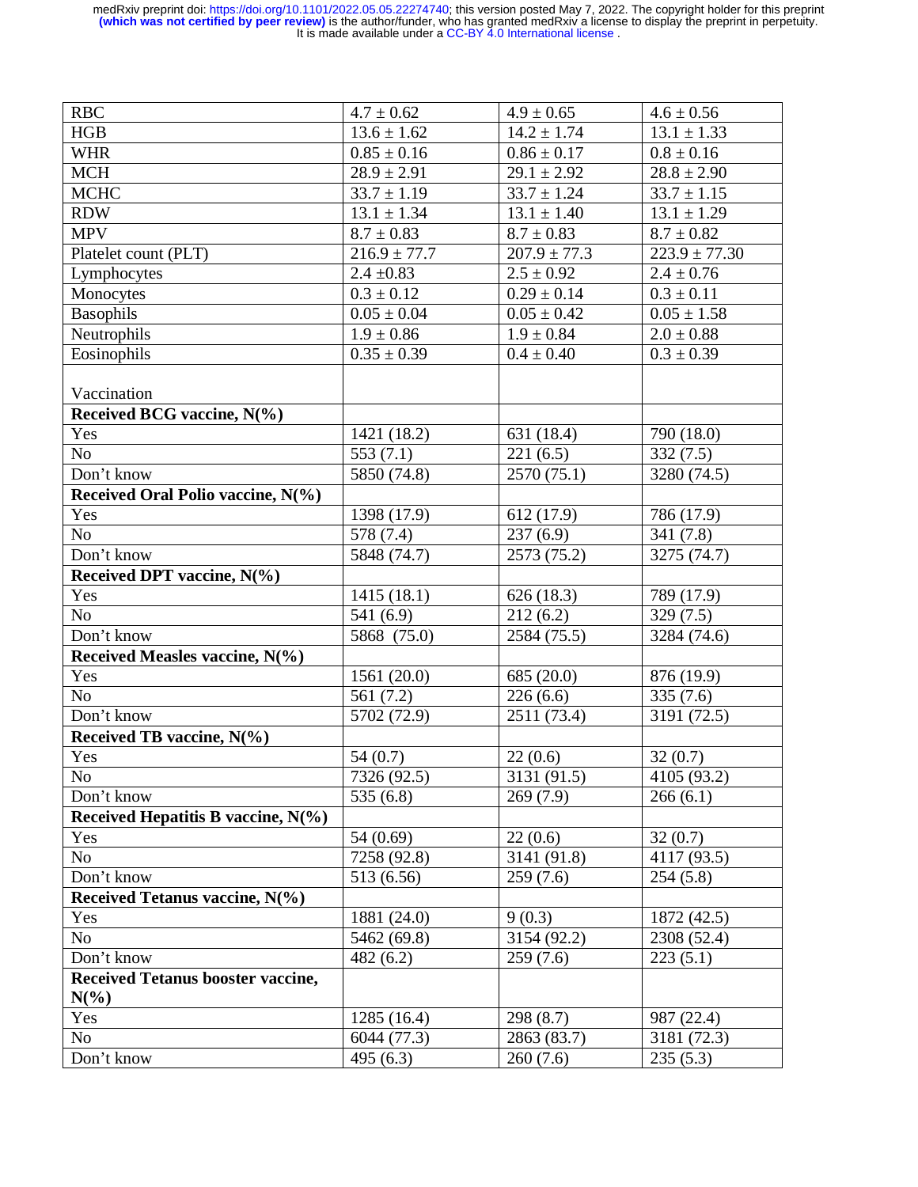| RBC | 4.7 ± 0.62 | 4.9 ± 0.65 | 4.6 ± 0.56 |
|---|---|---|---|
| HGB | 13.6 ± 1.62 | 14.2 ± 1.74 | 13.1 ± 1.33 |
| WHR | 0.85 ± 0.16 | 0.86 ± 0.17 | 0.8 ± 0.16 |
| MCH | 28.9 ± 2.91 | 29.1 ± 2.92 | 28.8 ± 2.90 |
| MCHC | 33.7 ± 1.19 | 33.7 ± 1.24 | 33.7 ± 1.15 |
| RDW | 13.1 ± 1.34 | 13.1 ± 1.40 | 13.1 ± 1.29 |
| MPV | 8.7 ± 0.83 | 8.7 ± 0.83 | 8.7 ± 0.82 |
| Platelet count (PLT) | 216.9 ± 77.7 | 207.9 ± 77.3 | 223.9 ± 77.30 |
| Lymphocytes | 2.4 ±0.83 | 2.5 ± 0.92 | 2.4 ± 0.76 |
| Monocytes | 0.3 ± 0.12 | 0.29 ± 0.14 | 0.3 ± 0.11 |
| Basophils | 0.05 ± 0.04 | 0.05 ± 0.42 | 0.05 ± 1.58 |
| Neutrophils | 1.9 ± 0.86 | 1.9 ± 0.84 | 2.0 ± 0.88 |
| Eosinophils | 0.35 ± 0.39 | 0.4 ± 0.40 | 0.3 ± 0.39 |
| Vaccination | | | |
| **Received BCG vaccine, N(%)** | | | |
| Yes | 1421 (18.2) | 631 (18.4) | 790 (18.0) |
| No | 553 (7.1) | 221 (6.5) | 332 (7.5) |
| Don't know | 5850 (74.8) | 2570 (75.1) | 3280 (74.5) |
| **Received Oral Polio vaccine, N(%)** | | | |
| Yes | 1398 (17.9) | 612 (17.9) | 786 (17.9) |
| No | 578 (7.4) | 237 (6.9) | 341 (7.8) |
| Don't know | 5848 (74.7) | 2573 (75.2) | 3275 (74.7) |
| **Received DPT vaccine, N(%)** | | | |
| Yes | 1415 (18.1) | 626 (18.3) | 789 (17.9) |
| No | 541 (6.9) | 212 (6.2) | 329 (7.5) |
| Don't know | 5868 (75.0) | 2584 (75.5) | 3284 (74.6) |
| **Received Measles vaccine, N(%)** | | | |
| Yes | 1561 (20.0) | 685 (20.0) | 876 (19.9) |
| No | 561 (7.2) | 226 (6.6) | 335 (7.6) |
| Don't know | 5702 (72.9) | 2511 (73.4) | 3191 (72.5) |
| **Received TB vaccine, N(%)** | | | |
| Yes | 54 (0.7) | 22 (0.6) | 32 (0.7) |
| No | 7326 (92.5) | 3131 (91.5) | 4105 (93.2) |
| Don't know | 535 (6.8) | 269 (7.9) | 266 (6.1) |
| **Received Hepatitis B vaccine, N(%)** | | | |
| Yes | 54 (0.69) | 22 (0.6) | 32 (0.7) |
| No | 7258 (92.8) | 3141 (91.8) | 4117 (93.5) |
| Don't know | 513 (6.56) | 259 (7.6) | 254 (5.8) |
| **Received Tetanus vaccine, N(%)** | | | |
| Yes | 1881 (24.0) | 9 (0.3) | 1872 (42.5) |
| No | 5462 (69.8) | 3154 (92.2) | 2308 (52.4) |
| Don't know | 482 (6.2) | 259 (7.6) | 223 (5.1) |
| **Received Tetanus booster vaccine, N(%)** | | | |
| Yes | 1285 (16.4) | 298 (8.7) | 987 (22.4) |
| No | 6044 (77.3) | 2863 (83.7) | 3181 (72.3) |
| Don't know | 495 (6.3) | 260 (7.6) | 235 (5.3) |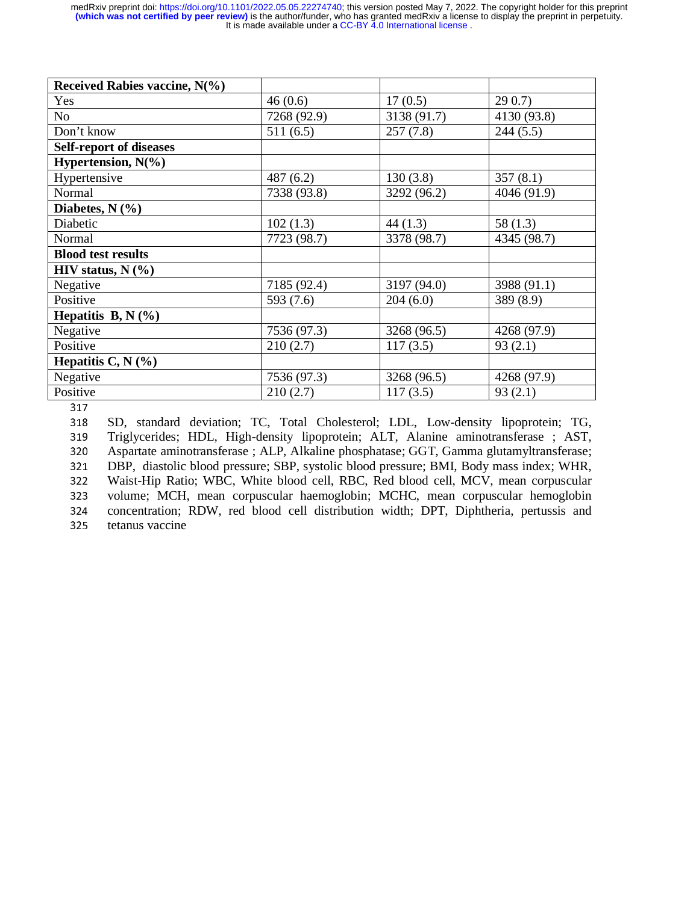| Received Rabies vaccine, N(%) | | | |
|---|---|---|---|
| Yes | 46 (0.6) | 17 (0.5) | 29 0.7) |
| No | 7268 (92.9) | 3138 (91.7) | 4130 (93.8) |
| Don't know | 511 (6.5) | 257 (7.8) | 244 (5.5) |
| **Self-report of diseases** | | | |
| **Hypertension, N(%)** | | | |
| Hypertensive | 487 (6.2) | 130 (3.8) | 357 (8.1) |
| Normal | 7338 (93.8) | 3292 (96.2) | 4046 (91.9) |
| **Diabetes, N (%)** | | | |
| Diabetic | 102 (1.3) | 44 (1.3) | 58 (1.3) |
| Normal | 7723 (98.7) | 3378 (98.7) | 4345 (98.7) |
| **Blood test results** | | | |
| **HIV status, N (%)** | | | |
| Negative | 7185 (92.4) | 3197 (94.0) | 3988 (91.1) |
| Positive | 593 (7.6) | 204 (6.0) | 389 (8.9) |
| **Hepatitis B, N (%)** | | | |
| Negative | 7536 (97.3) | 3268 (96.5) | 4268 (97.9) |
| Positive | 210 (2.7) | 117 (3.5) | 93 (2.1) |
| **Hepatitis C, N (%)** | | | |
| Negative | 7536 (97.3) | 3268 (96.5) | 4268 (97.9) |
| Positive | 210 (2.7) | 117 (3.5) | 93 (2.1) |

SD, standard deviation; TC, Total Cholesterol; LDL, Low-density lipoprotein; TG, Triglycerides; HDL, High-density lipoprotein; ALT, Alanine aminotransferase ; AST, Aspartate aminotransferase ; ALP, Alkaline phosphatase; GGT, Gamma glutamyltransferase; DBP, diastolic blood pressure; SBP, systolic blood pressure; BMI, Body mass index; WHR, Waist-Hip Ratio; WBC, White blood cell, RBC, Red blood cell, MCV, mean corpuscular volume; MCH, mean corpuscular haemoglobin; MCHC, mean corpuscular hemoglobin concentration; RDW, red blood cell distribution width; DPT, Diphtheria, pertussis and tetanus vaccine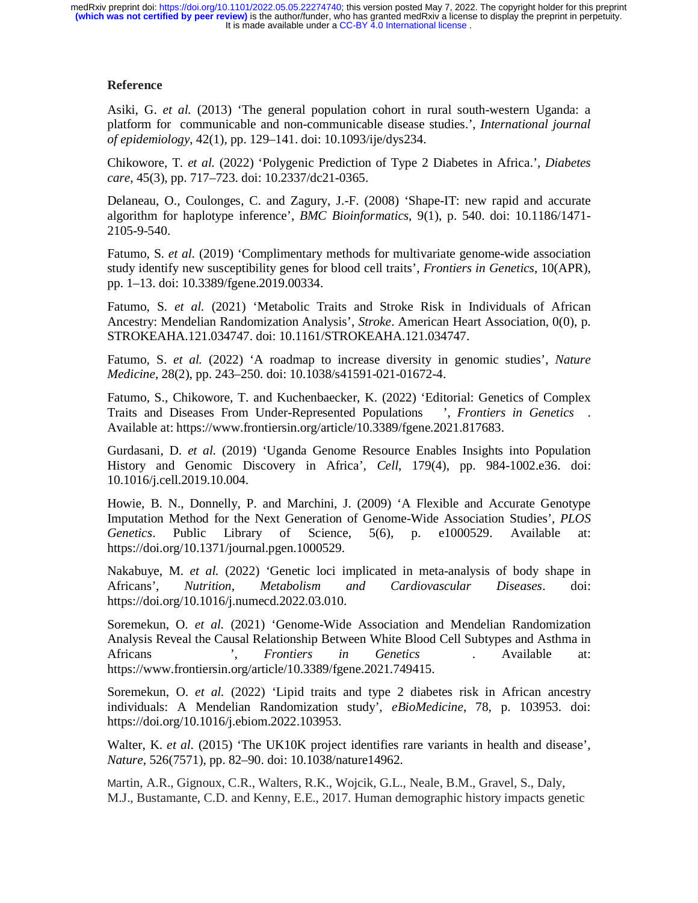## Reference

Asiki, G. *et al.* (2013) 'The general population cohort in rural south-western Uganda: a platform for communicable and non-communicable disease studies.', *International journal of epidemiology*, 42(1), pp. 129–141. doi: 10.1093/ije/dys234.

Chikowore, T. *et al.* (2022) 'Polygenic Prediction of Type 2 Diabetes in Africa.', *Diabetes care*, 45(3), pp. 717–723. doi: 10.2337/dc21-0365.

Delaneau, O., Coulonges, C. and Zagury, J.-F. (2008) 'Shape-IT: new rapid and accurate algorithm for haplotype inference', *BMC Bioinformatics*, 9(1), p. 540. doi: 10.1186/1471-2105-9-540.

Fatumo, S. *et al*. (2019) 'Complimentary methods for multivariate genome-wide association study identify new susceptibility genes for blood cell traits', *Frontiers in Genetics*, 10(APR), pp. 1–13. doi: 10.3389/fgene.2019.00334.

Fatumo, S. *et al.* (2021) 'Metabolic Traits and Stroke Risk in Individuals of African Ancestry: Mendelian Randomization Analysis', *Stroke*. American Heart Association, 0(0), p. STROKEAHA.121.034747. doi: 10.1161/STROKEAHA.121.034747.

Fatumo, S. *et al.* (2022) 'A roadmap to increase diversity in genomic studies', *Nature Medicine*, 28(2), pp. 243–250. doi: 10.1038/s41591-021-01672-4.

Fatumo, S., Chikowore, T. and Kuchenbaecker, K. (2022) 'Editorial: Genetics of Complex Traits and Diseases From Under-Represented Populations ', *Frontiers in Genetics* . Available at: https://www.frontiersin.org/article/10.3389/fgene.2021.817683.

Gurdasani, D. *et al.* (2019) 'Uganda Genome Resource Enables Insights into Population History and Genomic Discovery in Africa', *Cell*, 179(4), pp. 984-1002.e36. doi: 10.1016/j.cell.2019.10.004.

Howie, B. N., Donnelly, P. and Marchini, J. (2009) 'A Flexible and Accurate Genotype Imputation Method for the Next Generation of Genome-Wide Association Studies', *PLOS Genetics*. Public Library of Science, 5(6), p. e1000529. Available at: https://doi.org/10.1371/journal.pgen.1000529.

Nakabuye, M. *et al.* (2022) 'Genetic loci implicated in meta-analysis of body shape in Africans', *Nutrition, Metabolism and Cardiovascular Diseases*. doi: https://doi.org/10.1016/j.numecd.2022.03.010.

Soremekun, O. *et al.* (2021) 'Genome-Wide Association and Mendelian Randomization Analysis Reveal the Causal Relationship Between White Blood Cell Subtypes and Asthma in Africans ', *Frontiers in Genetics* . Available at: https://www.frontiersin.org/article/10.3389/fgene.2021.749415.

Soremekun, O. *et al.* (2022) 'Lipid traits and type 2 diabetes risk in African ancestry individuals: A Mendelian Randomization study', *eBioMedicine*, 78, p. 103953. doi: https://doi.org/10.1016/j.ebiom.2022.103953.

Walter, K. *et al.* (2015) 'The UK10K project identifies rare variants in health and disease', *Nature*, 526(7571), pp. 82–90. doi: 10.1038/nature14962.

Martin, A.R., Gignoux, C.R., Walters, R.K., Wojcik, G.L., Neale, B.M., Gravel, S., Daly, M.J., Bustamante, C.D. and Kenny, E.E., 2017. Human demographic history impacts genetic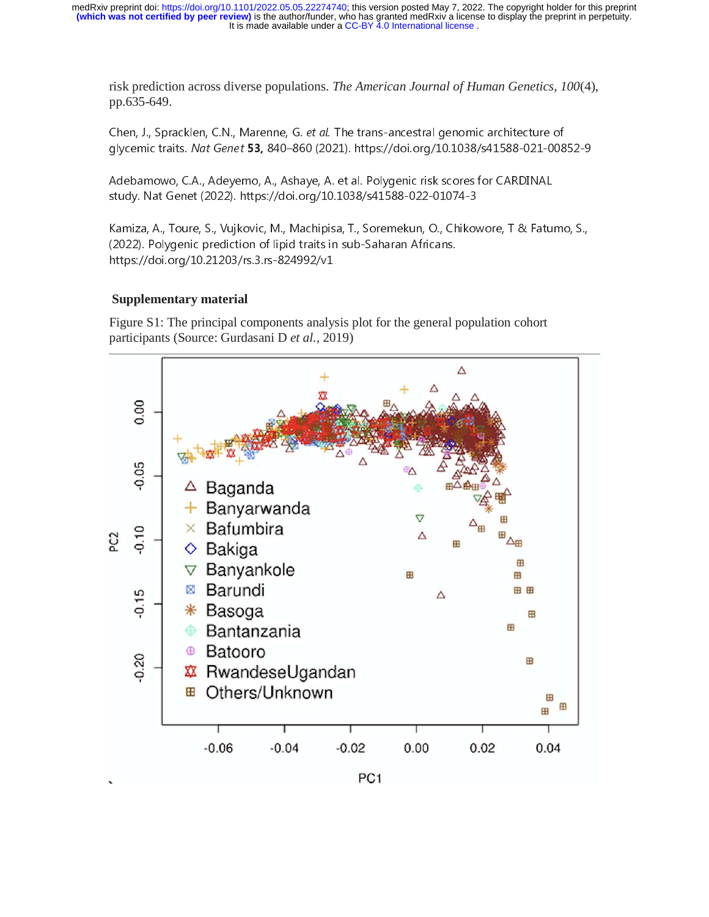risk prediction across diverse populations. *The American Journal of Human Genetics*, *100*(4), pp.635-649.

Chen, J., Spracklen, C.N., Marenne, G. *et al*. The trans-ancestral genomic architecture of glycemic traits. *Nat Genet* **53**, 840–860 (2021). https://doi.org/10.1038/s41588-021-00852-9

Adebamowo, C.A., Adeyemo, A., Ashaye, A. et al. Polygenic risk scores for CARDINAL study. Nat Genet (2022). https://doi.org/10.1038/s41588-022-01074-3

Kamiza, A., Toure, S., Vujkovic, M., Machipisa, T., Soremekun, O., Chikowore, T & Fatumo, S., (2022). Polygenic prediction of lipid traits in sub-Saharan Africans. https://doi.org/10.21203/rs.3.rs-824992/v1

## Supplementary material

Figure S1: The principal components analysis plot for the general population cohort participants (Source: Gurdasani D *et al.*, 2019)

PC2

0.00
-0.05
-0.10
-0.15
-0.20

PC1

-0.06
-0.04
-0.02
0.00
0.02
0.04

Baganda
Banyarwanda
Bafumbira
Bakiga
Banyankole
Barundi
Basoga
Bantanzania
Batooro
RwandeseUgandan
Others/Unknown